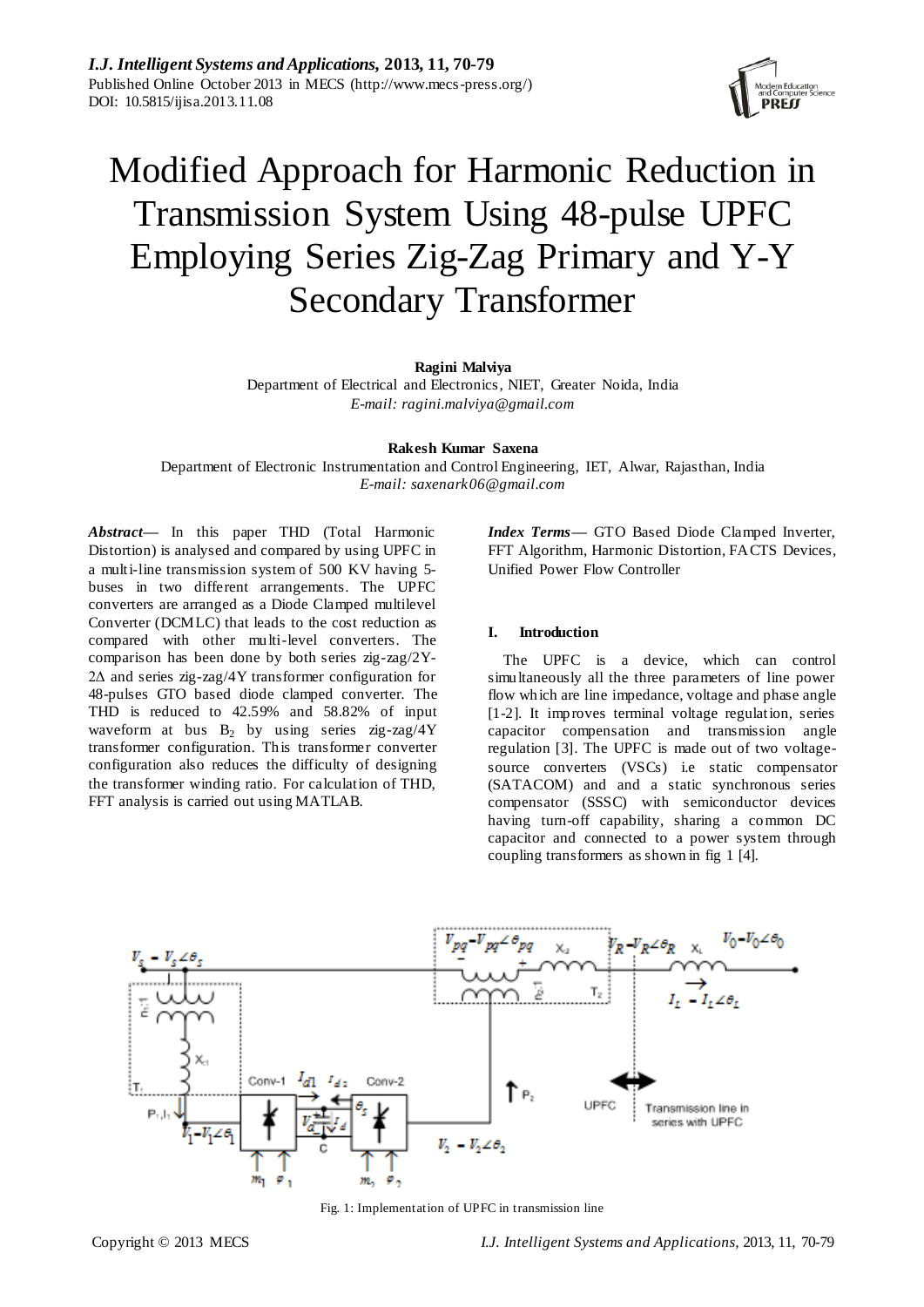# Modified Approach for Harmonic Reduction in Transmission System Using 48-pulse UPFC Employing Series Zig-Zag Primary and Y-Y Secondary Transformer

**Ragini Malviya**
Department of Electrical and Electronics, NIET, Greater Noida, India
*E-mail: ragini.malviya@gmail.com*

**Rakesh Kumar Saxena**
Department of Electronic Instrumentation and Control Engineering, IET, Alwar, Rajasthan, India
*E-mail: saxenark06@gmail.com*

***Abstract*****—** In this paper THD (Total Harmonic Distortion) is analysed and compared by using UPFC in a multi-line transmission system of 500 KV having 5-buses in two different arrangements. The UPFC converters are arranged as a Diode Clamped multilevel Converter (DCMLC) that leads to the cost reduction as compared with other multi-level converters. The comparison has been done by both series zig-zag/2Y-2Δ and series zig-zag/4Y transformer configuration for 48-pulses GTO based diode clamped converter. The THD is reduced to 42.59% and 58.82% of input waveform at bus $B_2$ by using series zig-zag/4Y transformer configuration. This transformer converter configuration also reduces the difficulty of designing the transformer winding ratio. For calculation of THD, FFT analysis is carried out using MATLAB.

***Index Terms*****—** GTO Based Diode Clamped Inverter, FFT Algorithm, Harmonic Distortion, FACTS Devices, Unified Power Flow Controller

## I. Introduction

The UPFC is a device, which can control simultaneously all the three parameters of line power flow which are line impedance, voltage and phase angle [1-2]. It improves terminal voltage regulation, series capacitor compensation and transmission angle regulation [3]. The UPFC is made out of two voltage-source converters (VSCs) i.e static compensator (SATACOM) and and a static synchronous series compensator (SSSC) with semiconductor devices having turn-off capability, sharing a common DC capacitor and connected to a power system through coupling transformers as shown in fig 1 [4].

Fig. 1: Implementation of UPFC in transmission line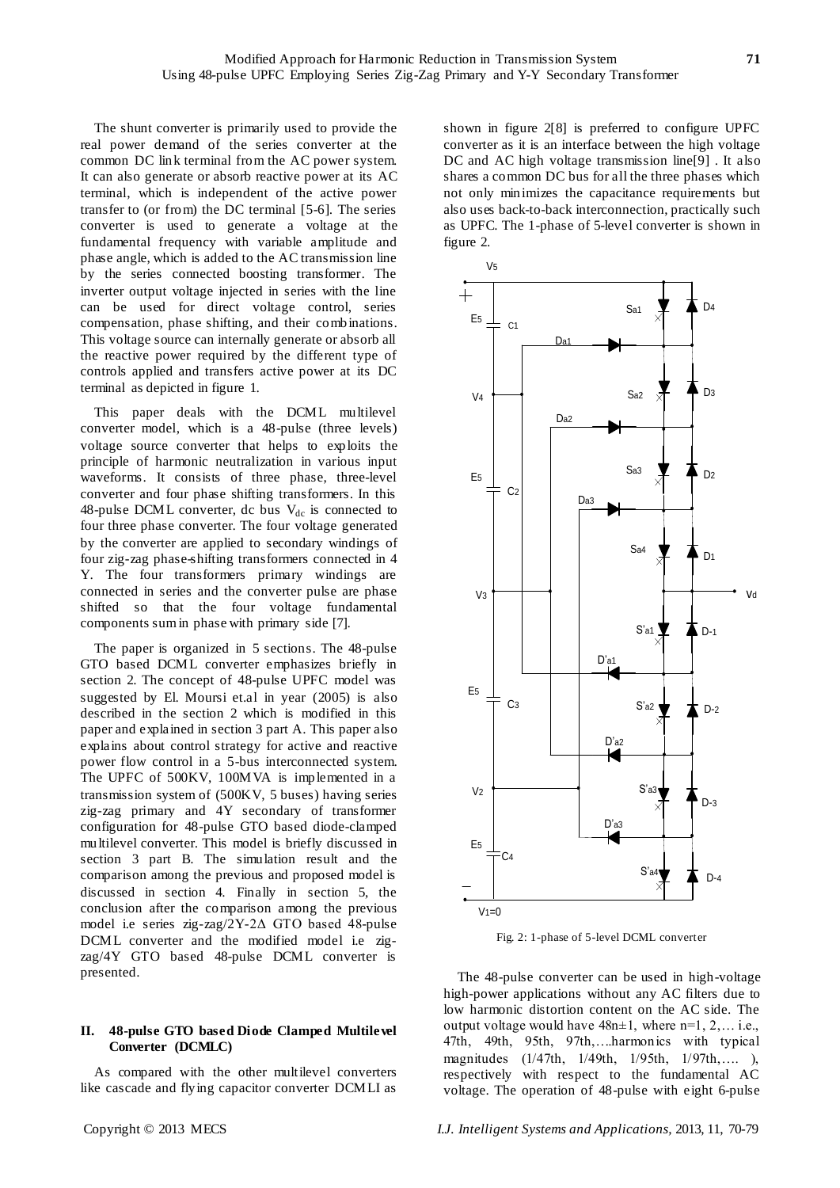The shunt converter is primarily used to provide the real power demand of the series converter at the common DC link terminal from the AC power system. It can also generate or absorb reactive power at its AC terminal, which is independent of the active power transfer to (or from) the DC terminal [5-6]. The series converter is used to generate a voltage at the fundamental frequency with variable amplitude and phase angle, which is added to the AC transmission line by the series connected boosting transformer. The inverter output voltage injected in series with the line can be used for direct voltage control, series compensation, phase shifting, and their combinations. This voltage source can internally generate or absorb all the reactive power required by the different type of controls applied and transfers active power at its DC terminal as depicted in figure 1.

This paper deals with the DCML multilevel converter model, which is a 48-pulse (three levels) voltage source converter that helps to exploits the principle of harmonic neutralization in various input waveforms. It consists of three phase, three-level converter and four phase shifting transformers. In this 48-pulse DCML converter, dc bus $V_{dc}$ is connected to four three phase converter. The four voltage generated by the converter are applied to secondary windings of four zig-zag phase-shifting transformers connected in 4 Y. The four transformers primary windings are connected in series and the converter pulse are phase shifted so that the four voltage fundamental components sum in phase with primary side [7].

The paper is organized in 5 sections. The 48-pulse GTO based DCML converter emphasizes briefly in section 2. The concept of 48-pulse UPFC model was suggested by El. Moursi et.al in year (2005) is also described in the section 2 which is modified in this paper and explained in section 3 part A. This paper also explains about control strategy for active and reactive power flow control in a 5-bus interconnected system. The UPFC of 500KV, 100MVA is implemented in a transmission system of (500KV, 5 buses) having series zig-zag primary and 4Y secondary of transformer configuration for 48-pulse GTO based diode-clamped multilevel converter. This model is briefly discussed in section 3 part B. The simulation result and the comparison among the previous and proposed model is discussed in section 4. Finally in section 5, the conclusion after the comparison among the previous model i.e series zig-zag/2Y-2Δ GTO based 48-pulse DCML converter and the modified model i.e zig-zag/4Y GTO based 48-pulse DCML converter is presented.

## II. 48-pulse GTO based Diode Clamped Multilevel Converter (DCMLC)

As compared with the other multilevel converters like cascade and flying capacitor converter DCMLI as shown in figure 2[8] is preferred to configure UPFC converter as it is an interface between the high voltage DC and AC high voltage transmission line[9] . It also shares a common DC bus for all the three phases which not only minimizes the capacitance requirements but also uses back-to-back interconnection, practically such as UPFC. The 1-phase of 5-level converter is shown in figure 2.

Fig. 2: 1-phase of 5-level DCML converter

The 48-pulse converter can be used in high-voltage high-power applications without any AC filters due to low harmonic distortion content on the AC side. The output voltage would have $48n\pm1$, where n=1, 2,… i.e., 47th, 49th, 95th, 97th,….harmonics with typical magnitudes (1/47th, 1/49th, 1/95th, 1/97th,…. ), respectively with respect to the fundamental AC voltage. The operation of 48-pulse with eight 6-pulse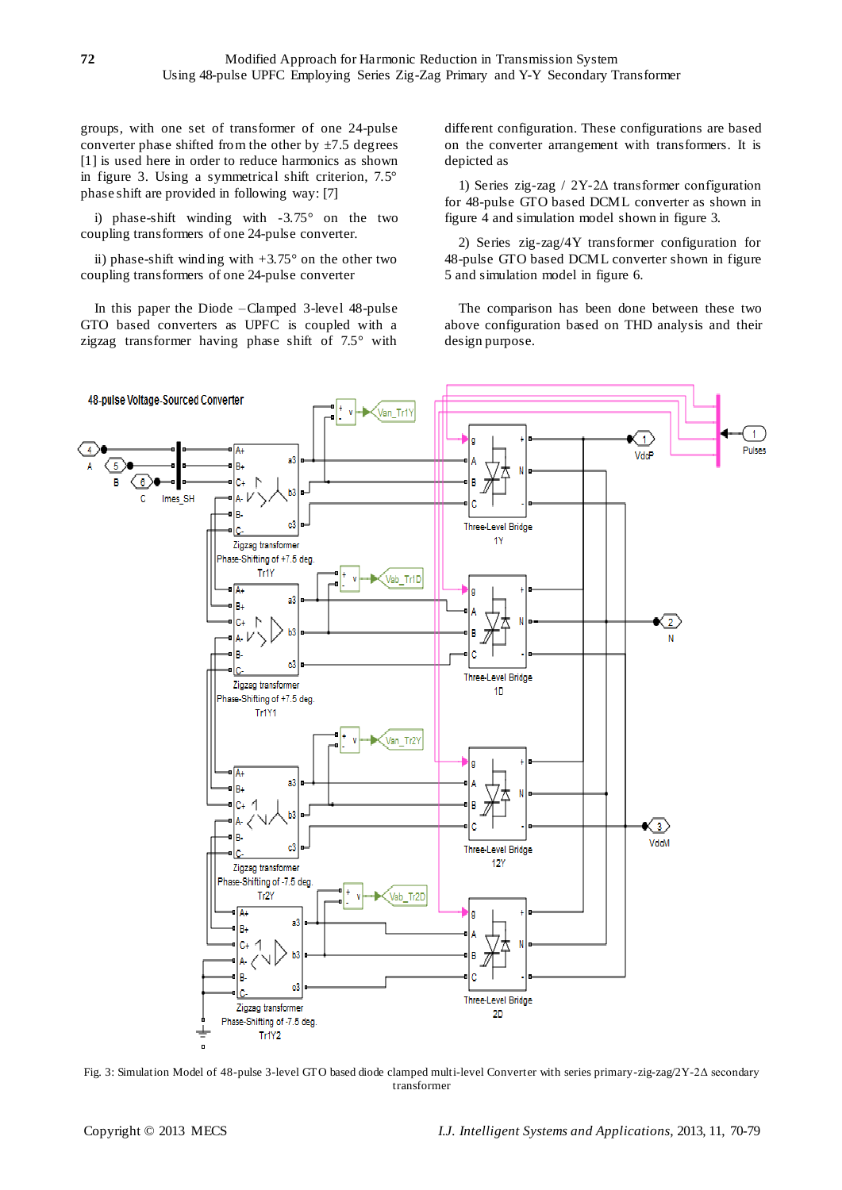groups, with one set of transformer of one 24-pulse converter phase shifted from the other by ±7.5 degrees [1] is used here in order to reduce harmonics as shown in figure 3. Using a symmetrical shift criterion, 7.5° phase shift are provided in following way: [7]

i) phase-shift winding with -3.75° on the two coupling transformers of one 24-pulse converter.

ii) phase-shift winding with +3.75° on the other two coupling transformers of one 24-pulse converter

In this paper the Diode –Clamped 3-level 48-pulse GTO based converters as UPFC is coupled with a zigzag transformer having phase shift of 7.5° with different configuration. These configurations are based on the converter arrangement with transformers. It is depicted as

1) Series zig-zag / 2Y-2Δ transformer configuration for 48-pulse GTO based DCML converter as shown in figure 4 and simulation model shown in figure 3.

2) Series zig-zag/4Y transformer configuration for 48-pulse GTO based DCML converter shown in figure 5 and simulation model in figure 6.

The comparison has been done between these two above configuration based on THD analysis and their design purpose.

Fig. 3: Simulation Model of 48-pulse 3-level GTO based diode clamped multi-level Converter with series primary-zig-zag/2Y-2Δ secondary transformer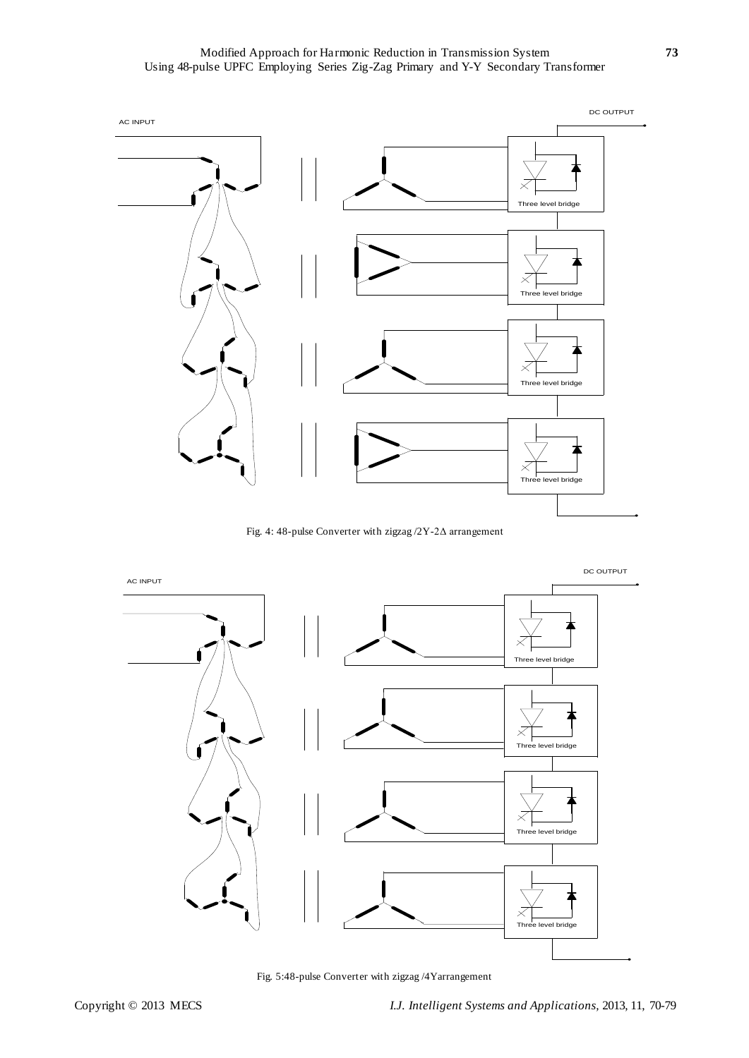Fig. 4: 48-pulse Converter with zigzag /2Y-2Δ arrangement

Fig. 5:48-pulse Converter with zigzag /4Yarrangement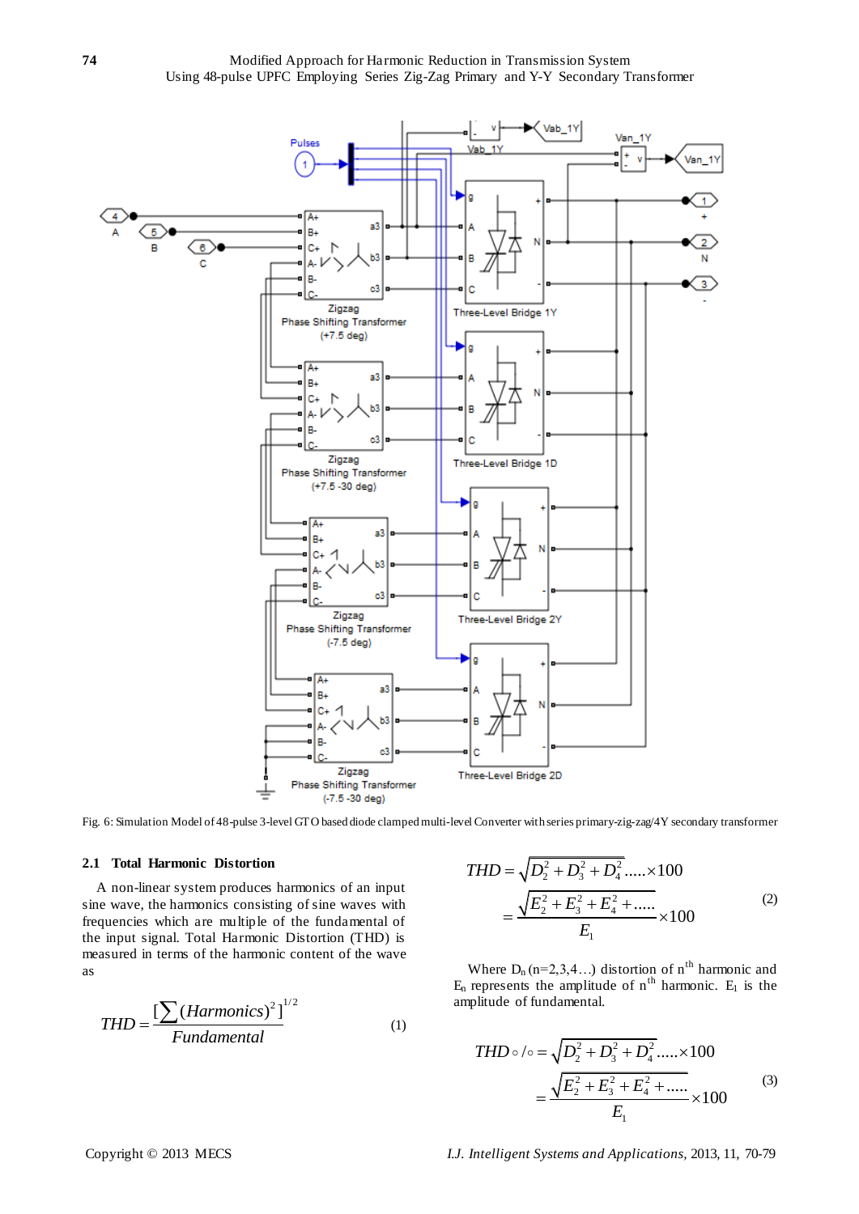Fig. 6: Simulation Model of 48-pulse 3-level GTO based diode clamped multi-level Converter with series primary-zig-zag/4Y secondary transformer

### 2.1 Total Harmonic Distortion

A non-linear system produces harmonics of an input sine wave, the harmonics consisting of sine waves with frequencies which are multiple of the fundamental of the input signal. Total Harmonic Distortion (THD) is measured in terms of the harmonic content of the wave as

$$THD = \frac{[\sum (Harmonics)^2]^{1/2}}{Fundamental} \quad (1)$$

$$THD = \sqrt{D_2^2 + D_3^2 + D_4^2}.....\times 100$$
$$= \frac{\sqrt{E_2^2 + E_3^2 + E_4^2 + .....}}{E_1} \times 100 \quad (2)$$

Where $D_n$ (n=2,3,4…) distortion of $n^{th}$ harmonic and $E_n$ represents the amplitude of $n^{th}$ harmonic. $E_1$ is the amplitude of fundamental.

$$THD \circ / \circ = \sqrt{D_2^2 + D_3^2 + D_4^2}.....\times 100$$
$$= \frac{\sqrt{E_2^2 + E_3^2 + E_4^2 + .....}}{E_1} \times 100 \quad (3)$$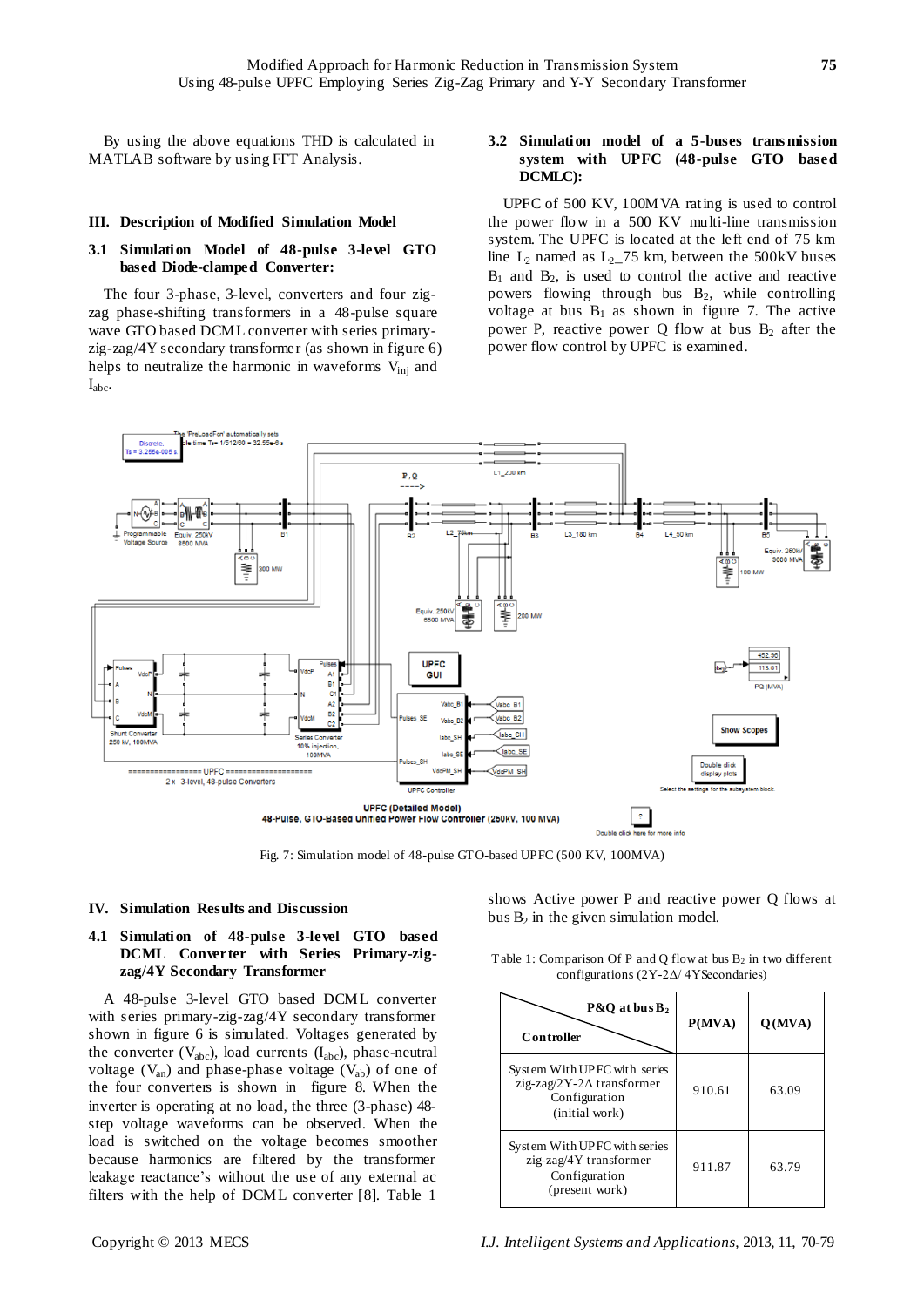By using the above equations THD is calculated in MATLAB software by using FFT Analysis.

## III. Description of Modified Simulation Model

### 3.1 Simulation Model of 48-pulse 3-level GTO based Diode-clamped Converter:

The four 3-phase, 3-level, converters and four zig-zag phase-shifting transformers in a 48-pulse square wave GTO based DCML converter with series primary-zig-zag/4Y secondary transformer (as shown in figure 6) helps to neutralize the harmonic in waveforms $V_{inj}$ and $I_{abc}$.

### 3.2 Simulation model of a 5-buses transmission system with UPFC (48-pulse GTO based DCMLC):

UPFC of 500 KV, 100MVA rating is used to control the power flow in a 500 KV multi-line transmission system. The UPFC is located at the left end of 75 km line $L_2$ named as $L_2$_75 km, between the 500kV buses $B_1$ and $B_2$, is used to control the active and reactive powers flowing through bus $B_2$, while controlling voltage at bus $B_1$ as shown in figure 7. The active power P, reactive power Q flow at bus $B_2$ after the power flow control by UPFC is examined.

Fig. 7: Simulation model of 48-pulse GTO-based UPFC (500 KV, 100MVA)

## IV. Simulation Results and Discussion

### 4.1 Simulation of 48-pulse 3-level GTO based DCML Converter with Series Primary-zig-zag/4Y Secondary Transformer

A 48-pulse 3-level GTO based DCML converter with series primary-zig-zag/4Y secondary transformer shown in figure 6 is simulated. Voltages generated by the converter ($V_{abc}$), load currents ($I_{abc}$), phase-neutral voltage ($V_{an}$) and phase-phase voltage ($V_{ab}$) of one of the four converters is shown in figure 8. When the inverter is operating at no load, the three (3-phase) 48-step voltage waveforms can be observed. When the load is switched on the voltage becomes smoother because harmonics are filtered by the transformer leakage reactance's without the use of any external ac filters with the help of DCML converter [8]. Table 1 shows Active power P and reactive power Q flows at bus $B_2$ in the given simulation model.

Table 1: Comparison Of P and Q flow at bus $B_2$ in two different configurations (2Y-2Δ/ 4YSecondaries)

| P&Q at bus $B_2$ / Controller | P(MVA) | Q(MVA) |
|---|---|---|
| System With UPFC with series zig-zag/2Y-2Δ transformer Configuration (initial work) | 910.61 | 63.09 |
| System With UPFC with series zig-zag/4Y transformer Configuration (present work) | 911.87 | 63.79 |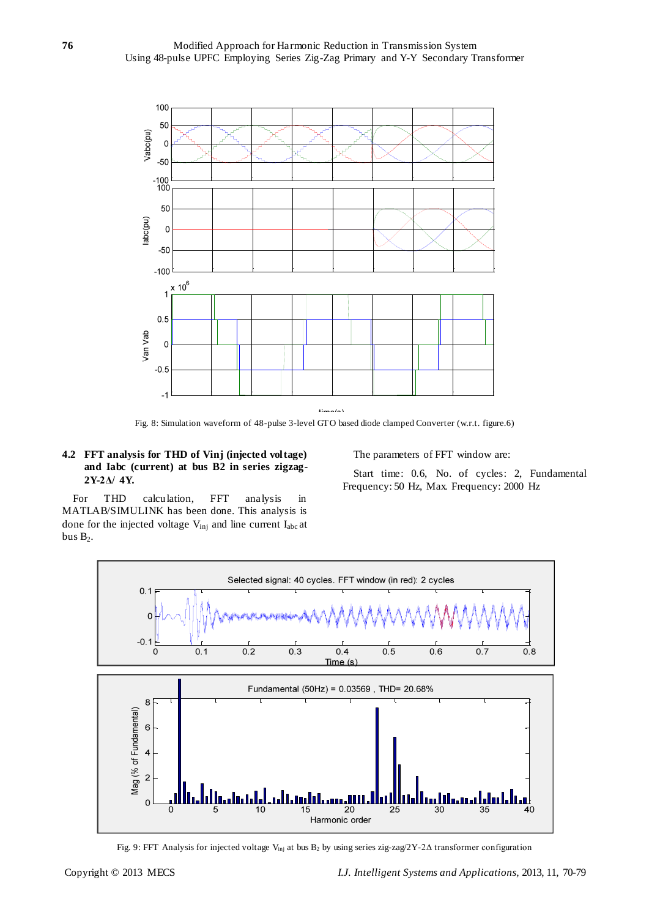Fig. 8: Simulation waveform of 48-pulse 3-level GTO based diode clamped Converter (w.r.t. figure.6)

### 4.2 FFT analysis for THD of Vinj (injected voltage) and Iabc (current) at bus B2 in series zigzag-2Y-2Δ/ 4Y.

For THD calculation, FFT analysis in MATLAB/SIMULINK has been done. This analysis is done for the injected voltage $V_{inj}$ and line current $I_{abc}$ at bus $B_2$.

The parameters of FFT window are:

Start time: 0.6, No. of cycles: 2, Fundamental Frequency: 50 Hz, Max. Frequency: 2000 Hz

Fig. 9: FFT Analysis for injected voltage $V_{inj}$ at bus $B_2$ by using series zig-zag/2Y-2Δ transformer configuration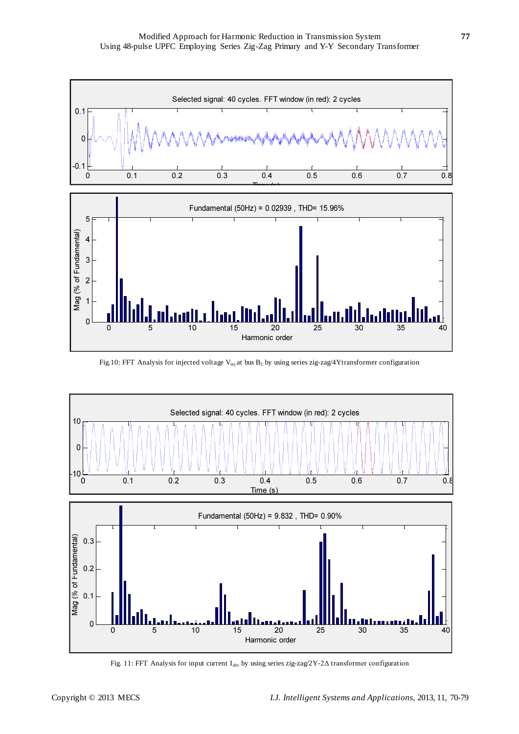Fig.10: FFT Analysis for injected voltage $V_{inj}$ at bus $B_2$ by using series zig-zag/4Ytransformer configuration

Fig. 11: FFT Analysis for input current $I_{abc}$ by using series zig-zag/2Y-2$\Delta$ transformer configuration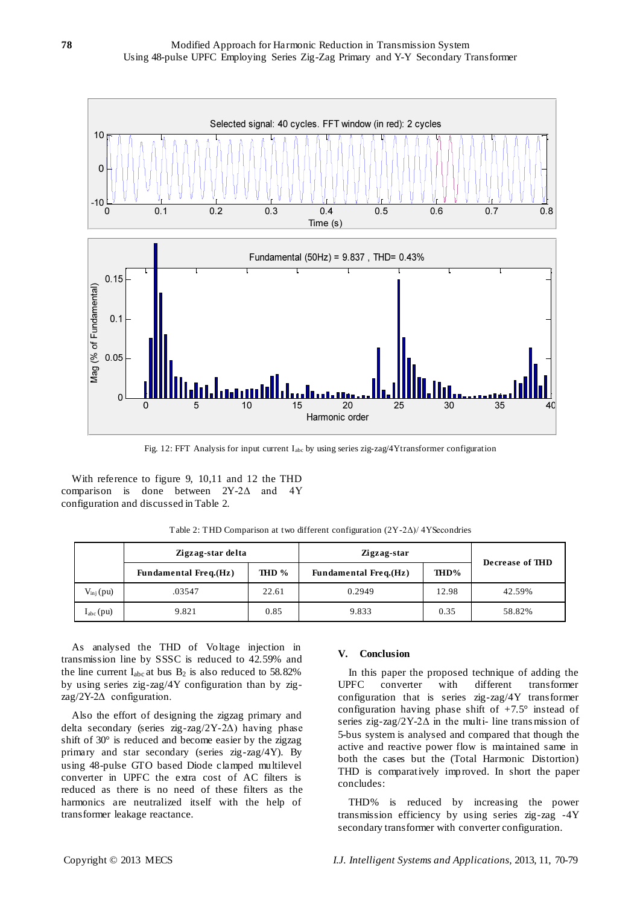Fig. 12: FFT Analysis for input current $I_{abc}$ by using series zig-zag/4Ytransformer configuration

With reference to figure 9, 10,11 and 12 the THD comparison is done between 2Y-2Δ and 4Y configuration and discussed in Table 2.

Table 2: THD Comparison at two different configuration (2Y-2Δ)/ 4YSecondries

| | Zigzag-star delta | | Zigzag-star | | Decrease of THD |
|---|---|---|---|---|---|
| | Fundamental Freq.(Hz) | THD % | Fundamental Freq.(Hz) | THD% | |
| $V_{inj}$ (pu) | .03547 | 22.61 | 0.2949 | 12.98 | 42.59% |
| $I_{abc}$ (pu) | 9.821 | 0.85 | 9.833 | 0.35 | 58.82% |

As analysed the THD of Voltage injection in transmission line by SSSC is reduced to 42.59% and the line current $I_{abc}$ at bus $B_2$ is also reduced to 58.82% by using series zig-zag/4Y configuration than by zig-zag/2Y-2Δ configuration.

Also the effort of designing the zigzag primary and delta secondary (series zig-zag/2Y-2Δ) having phase shift of 30° is reduced and become easier by the zigzag primary and star secondary (series zig-zag/4Y). By using 48-pulse GTO based Diode clamped multilevel converter in UPFC the extra cost of AC filters is reduced as there is no need of these filters as the harmonics are neutralized itself with the help of transformer leakage reactance.

## V. Conclusion

In this paper the proposed technique of adding the UPFC converter with different transformer configuration that is series zig-zag/4Y transformer configuration having phase shift of +7.5° instead of series zig-zag/2Y-2Δ in the multi- line transmission of 5-bus system is analysed and compared that though the active and reactive power flow is maintained same in both the cases but the (Total Harmonic Distortion) THD is comparatively improved. In short the paper concludes:

THD% is reduced by increasing the power transmission efficiency by using series zig-zag -4Y secondary transformer with converter configuration.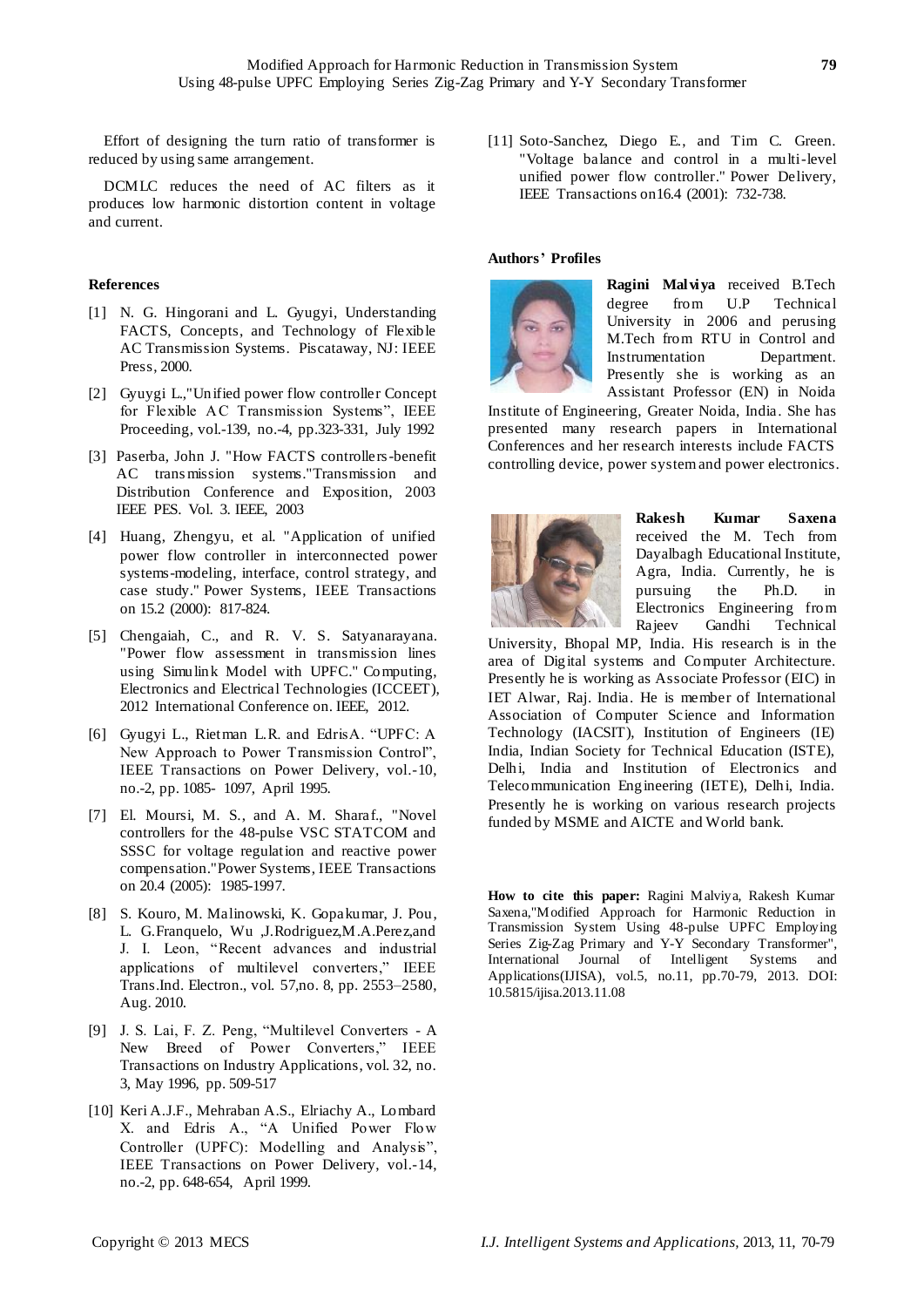Effort of designing the turn ratio of transformer is reduced by using same arrangement.

DCMLC reduces the need of AC filters as it produces low harmonic distortion content in voltage and current.

## References

[1] N. G. Hingorani and L. Gyugyi, Understanding FACTS, Concepts, and Technology of Flexible AC Transmission Systems. Piscataway, NJ: IEEE Press, 2000.

[2] Gyuygi L.,"Unified power flow controller Concept for Flexible AC Transmission Systems", IEEE Proceeding, vol.-139, no.-4, pp.323-331, July 1992

[3] Paserba, John J. "How FACTS controllers-benefit AC transmission systems."Transmission and Distribution Conference and Exposition, 2003 IEEE PES. Vol. 3. IEEE, 2003

[4] Huang, Zhengyu, et al. "Application of unified power flow controller in interconnected power systems-modeling, interface, control strategy, and case study." Power Systems, IEEE Transactions on 15.2 (2000): 817-824.

[5] Chengaiah, C., and R. V. S. Satyanarayana. "Power flow assessment in transmission lines using Simulink Model with UPFC." Computing, Electronics and Electrical Technologies (ICCEET), 2012 International Conference on. IEEE, 2012.

[6] Gyugyi L., Rietman L.R. and EdrisA. "UPFC: A New Approach to Power Transmission Control", IEEE Transactions on Power Delivery, vol.-10, no.-2, pp. 1085- 1097, April 1995.

[7] El. Moursi, M. S., and A. M. Sharaf., "Novel controllers for the 48-pulse VSC STATCOM and SSSC for voltage regulation and reactive power compensation."Power Systems, IEEE Transactions on 20.4 (2005): 1985-1997.

[8] S. Kouro, M. Malinowski, K. Gopakumar, J. Pou, L. G.Franquelo, Wu ,J.Rodriguez,M.A.Perez,and J. I. Leon, "Recent advances and industrial applications of multilevel converters," IEEE Trans.Ind. Electron., vol. 57,no. 8, pp. 2553–2580, Aug. 2010.

[9] J. S. Lai, F. Z. Peng, "Multilevel Converters - A New Breed of Power Converters," IEEE Transactions on Industry Applications, vol. 32, no. 3, May 1996, pp. 509-517

[10] Keri A.J.F., Mehraban A.S., Elriachy A., Lombard X. and Edris A., "A Unified Power Flow Controller (UPFC): Modelling and Analysis", IEEE Transactions on Power Delivery, vol.-14, no.-2, pp. 648-654, April 1999.

[11] Soto-Sanchez, Diego E., and Tim C. Green. "Voltage balance and control in a multi-level unified power flow controller." Power Delivery, IEEE Transactions on16.4 (2001): 732-738.

## Authors' Profiles

**Ragini Malviya** received B.Tech degree from U.P Technical University in 2006 and perusing M.Tech from RTU in Control and Instrumentation Department. Presently she is working as an Assistant Professor (EN) in Noida Institute of Engineering, Greater Noida, India. She has presented many research papers in International Conferences and her research interests include FACTS controlling device, power system and power electronics.

**Rakesh Kumar Saxena** received the M. Tech from Dayalbagh Educational Institute, Agra, India. Currently, he is pursuing the Ph.D. in Electronics Engineering from Rajeev Gandhi Technical University, Bhopal MP, India. His research is in the area of Digital systems and Computer Architecture. Presently he is working as Associate Professor (EIC) in IET Alwar, Raj. India. He is member of International Association of Computer Science and Information Technology (IACSIT), Institution of Engineers (IE) India, Indian Society for Technical Education (ISTE), Delhi, India and Institution of Electronics and Telecommunication Engineering (IETE), Delhi, India. Presently he is working on various research projects funded by MSME and AICTE and World bank.

**How to cite this paper:** Ragini Malviya, Rakesh Kumar Saxena,"Modified Approach for Harmonic Reduction in Transmission System Using 48-pulse UPFC Employing Series Zig-Zag Primary and Y-Y Secondary Transformer", International Journal of Intelligent Systems and Applications(IJISA), vol.5, no.11, pp.70-79, 2013. DOI: 10.5815/ijisa.2013.11.08